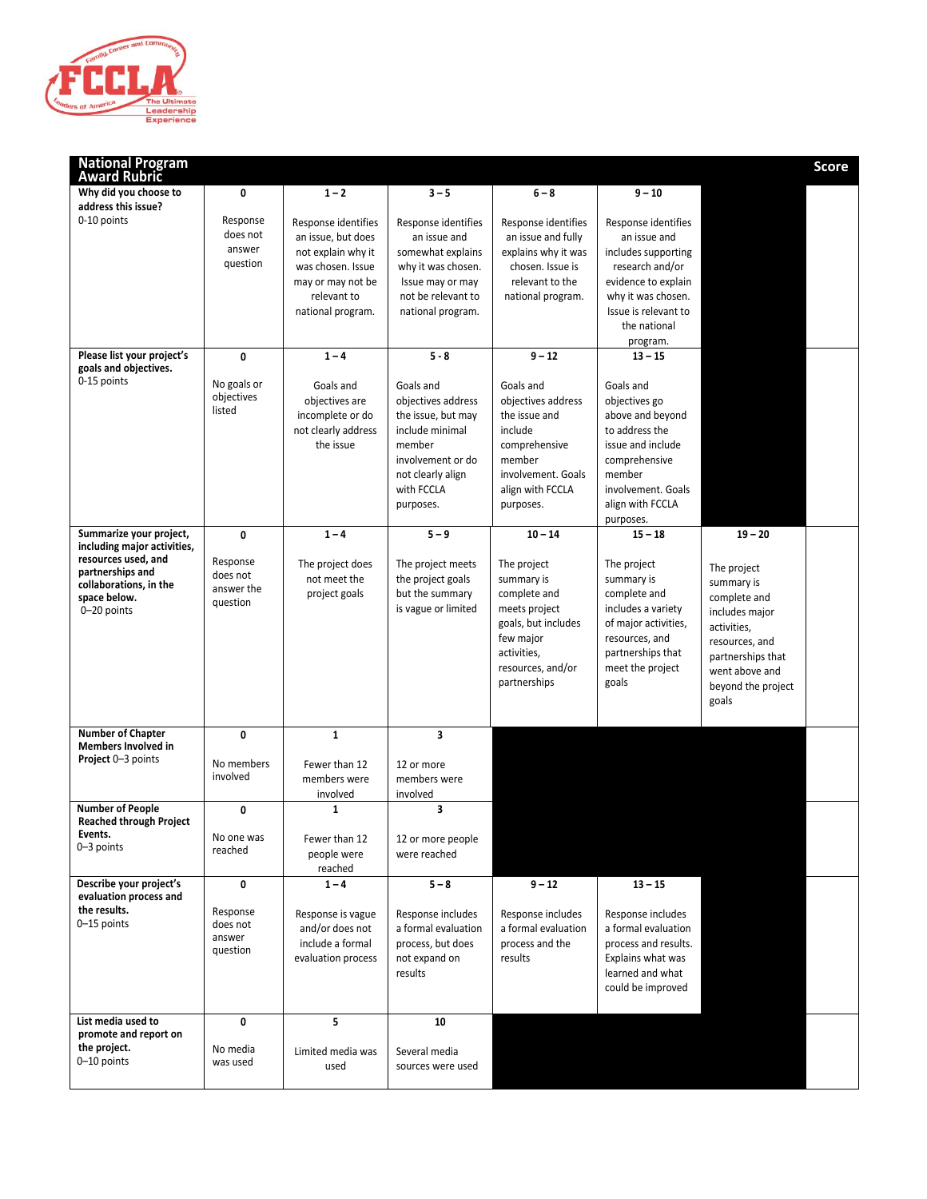| National Program Award Rubric | | | | | | | Score |
|---|---|---|---|---|---|---|---|
| **Why did you choose to address this issue?** 0-10 points | **0** Response does not answer question | **1 – 2** Response identifies an issue, but does not explain why it was chosen. Issue may or may not be relevant to national program. | **3 – 5** Response identifies an issue and somewhat explains why it was chosen. Issue may or may not be relevant to national program. | **6 – 8** Response identifies an issue and fully explains why it was chosen. Issue is relevant to the national program. | **9 – 10** Response identifies an issue and includes supporting research and/or evidence to explain why it was chosen. Issue is relevant to the national program. | | |
| **Please list your project's goals and objectives.** 0-15 points | **0** No goals or objectives listed | **1 – 4** Goals and objectives are incomplete or do not clearly address the issue | **5 - 8** Goals and objectives address the issue, but may include minimal member involvement or do not clearly align with FCCLA purposes. | **9 – 12** Goals and objectives address the issue and include comprehensive member involvement. Goals align with FCCLA purposes. | **13 – 15** Goals and objectives go above and beyond to address the issue and include comprehensive member involvement. Goals align with FCCLA purposes. | | |
| **Summarize your project, including major activities, resources used, and partnerships and collaborations, in the space below.** 0–20 points | **0** Response does not answer the question | **1 – 4** The project does not meet the project goals | **5 – 9** The project meets the project goals but the summary is vague or limited | **10 – 14** The project summary is complete and meets project goals, but includes few major activities, resources, and/or partnerships | **15 – 18** The project summary is complete and includes a variety of major activities, resources, and partnerships that meet the project goals | **19 – 20** The project summary is complete and includes major activities, resources, and partnerships that went above and beyond the project goals | |
| **Number of Chapter Members Involved in Project** 0–3 points | **0** No members involved | **1** Fewer than 12 members were involved | **3** 12 or more members were involved | | | | |
| **Number of People Reached through Project Events.** 0–3 points | **0** No one was reached | **1** Fewer than 12 people were reached | **3** 12 or more people were reached | | | | |
| **Describe your project's evaluation process and the results.** 0–15 points | **0** Response does not answer question | **1 – 4** Response is vague and/or does not include a formal evaluation process | **5 – 8** Response includes a formal evaluation process, but does not expand on results | **9 – 12** Response includes a formal evaluation process and the results | **13 – 15** Response includes a formal evaluation process and results. Explains what was learned and what could be improved | | |
| **List media used to promote and report on the project.** 0–10 points | **0** No media was used | **5** Limited media was used | **10** Several media sources were used | | | | |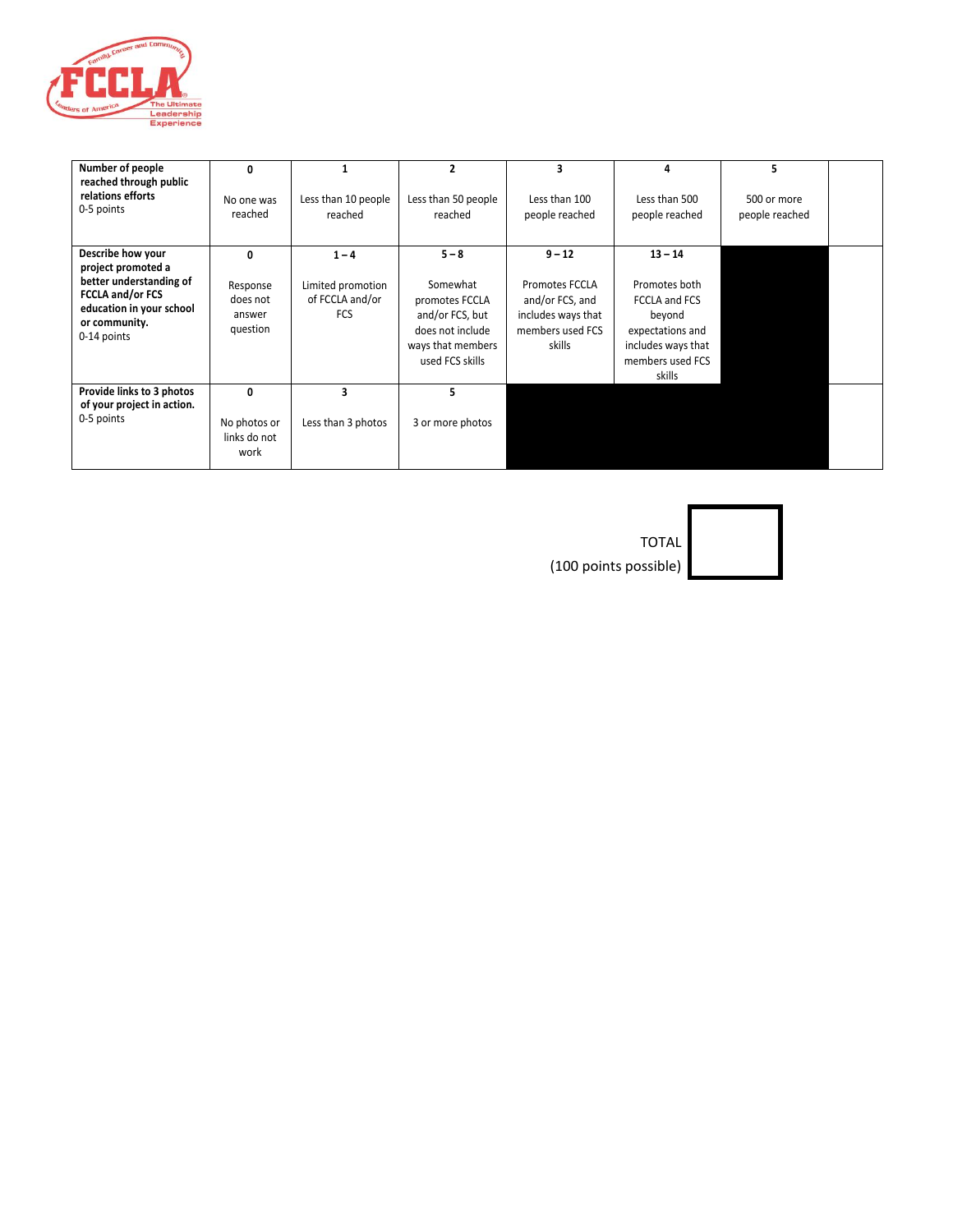| | | | | | | | |
|---|---|---|---|---|---|---|---|
| **Number of people reached through public relations efforts** 0-5 points | **0** No one was reached | **1** Less than 10 people reached | **2** Less than 50 people reached | **3** Less than 100 people reached | **4** Less than 500 people reached | **5** 500 or more people reached | |
| **Describe how your project promoted a better understanding of FCCLA and/or FCS education in your school or community.** 0-14 points | **0** Response does not answer question | **1 – 4** Limited promotion of FCCLA and/or FCS | **5 – 8** Somewhat promotes FCCLA and/or FCS, but does not include ways that members used FCS skills | **9 – 12** Promotes FCCLA and/or FCS, and includes ways that members used FCS skills | **13 – 14** Promotes both FCCLA and FCS beyond expectations and includes ways that members used FCS skills | | |
| **Provide links to 3 photos of your project in action.** 0-5 points | **0** No photos or links do not work | **3** Less than 3 photos | **5** 3 or more photos | | | | |

TOTAL
(100 points possible)